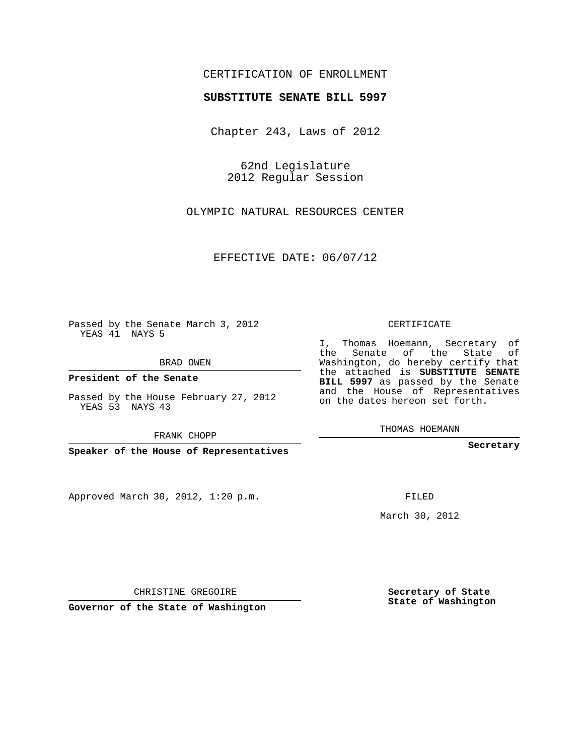CERTIFICATION OF ENROLLMENT

**SUBSTITUTE SENATE BILL 5997**

Chapter 243, Laws of 2012

62nd Legislature
2012 Regular Session

OLYMPIC NATURAL RESOURCES CENTER

EFFECTIVE DATE: 06/07/12

Passed by the Senate March 3, 2012
YEAS 41 NAYS 5

BRAD OWEN

**President of the Senate**

Passed by the House February 27, 2012
YEAS 53 NAYS 43

FRANK CHOPP

**Speaker of the House of Representatives**

Approved March 30, 2012, 1:20 p.m.

CHRISTINE GREGOIRE

**Governor of the State of Washington**

CERTIFICATE

I, Thomas Hoemann, Secretary of the Senate of the State of Washington, do hereby certify that the attached is **SUBSTITUTE SENATE BILL 5997** as passed by the Senate and the House of Representatives on the dates hereon set forth.

THOMAS HOEMANN

**Secretary**

FILED

March 30, 2012

**Secretary of State**
**State of Washington**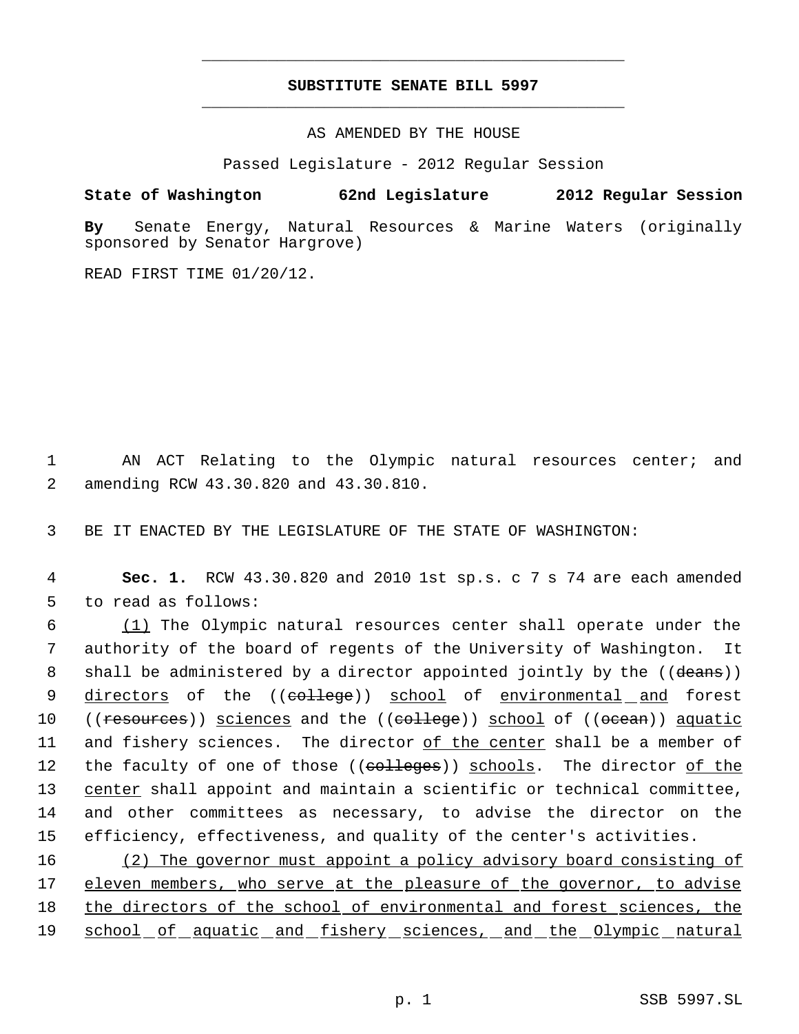# SUBSTITUTE SENATE BILL 5997

AS AMENDED BY THE HOUSE

Passed Legislature - 2012 Regular Session

**State of Washington 62nd Legislature 2012 Regular Session**

**By** Senate Energy, Natural Resources & Marine Waters (originally sponsored by Senator Hargrove)

READ FIRST TIME 01/20/12.

1 AN ACT Relating to the Olympic natural resources center; and
2 amending RCW 43.30.820 and 43.30.810.

3 BE IT ENACTED BY THE LEGISLATURE OF THE STATE OF WASHINGTON:

4 **Sec. 1.** RCW 43.30.820 and 2010 1st sp.s. c 7 s 74 are each amended
5 to read as follows:

6 (1) The Olympic natural resources center shall operate under the
7 authority of the board of regents of the University of Washington. It
8 shall be administered by a director appointed jointly by the ((deans))
9 directors of the ((college)) school of environmental and forest
10 ((resources)) sciences and the ((college)) school of ((ocean)) aquatic
11 and fishery sciences. The director of the center shall be a member of
12 the faculty of one of those ((colleges)) schools. The director of the
13 center shall appoint and maintain a scientific or technical committee,
14 and other committees as necessary, to advise the director on the
15 efficiency, effectiveness, and quality of the center's activities.

16 (2) The governor must appoint a policy advisory board consisting of
17 eleven members, who serve at the pleasure of the governor, to advise
18 the directors of the school of environmental and forest sciences, the
19 school of aquatic and fishery sciences, and the Olympic natural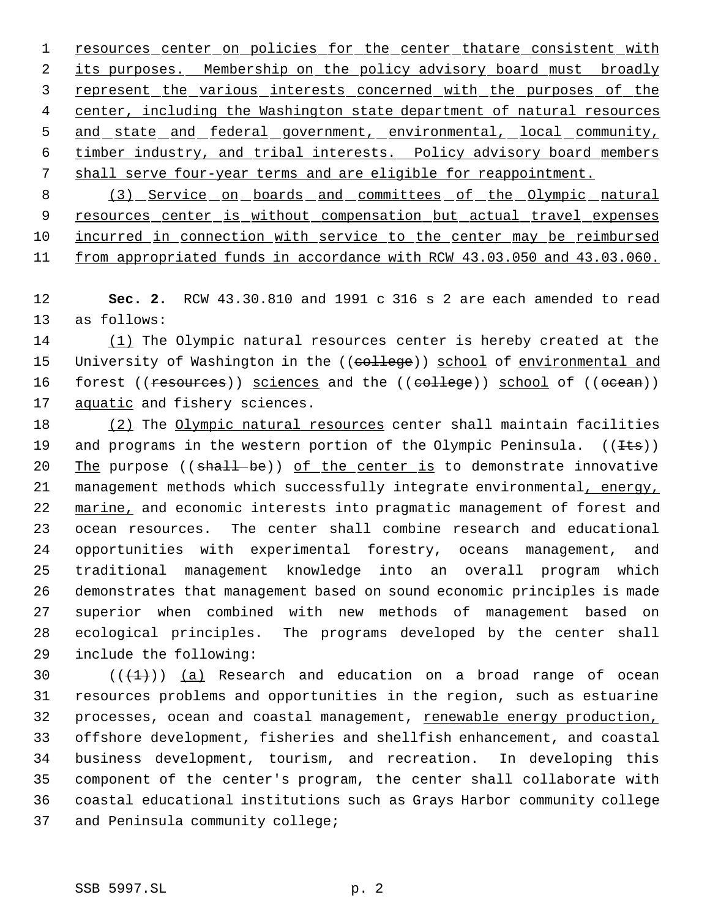resources center on policies for the center thatare consistent with its purposes. Membership on the policy advisory board must broadly represent the various interests concerned with the purposes of the center, including the Washington state department of natural resources and state and federal government, environmental, local community, timber industry, and tribal interests. Policy advisory board members shall serve four-year terms and are eligible for reappointment.

(3) Service on boards and committees of the Olympic natural resources center is without compensation but actual travel expenses incurred in connection with service to the center may be reimbursed from appropriated funds in accordance with RCW 43.03.050 and 43.03.060.

**Sec. 2.** RCW 43.30.810 and 1991 c 316 s 2 are each amended to read as follows:

(1) The Olympic natural resources center is hereby created at the University of Washington in the ((college)) school of environmental and forest ((resources)) sciences and the ((college)) school of ((ocean)) aquatic and fishery sciences.

(2) The Olympic natural resources center shall maintain facilities and programs in the western portion of the Olympic Peninsula. ((Its)) The purpose ((shall be)) of the center is to demonstrate innovative management methods which successfully integrate environmental, energy, marine, and economic interests into pragmatic management of forest and ocean resources. The center shall combine research and educational opportunities with experimental forestry, oceans management, and traditional management knowledge into an overall program which demonstrates that management based on sound economic principles is made superior when combined with new methods of management based on ecological principles. The programs developed by the center shall include the following:

(((1))) (a) Research and education on a broad range of ocean resources problems and opportunities in the region, such as estuarine processes, ocean and coastal management, renewable energy production, offshore development, fisheries and shellfish enhancement, and coastal business development, tourism, and recreation. In developing this component of the center's program, the center shall collaborate with coastal educational institutions such as Grays Harbor community college and Peninsula community college;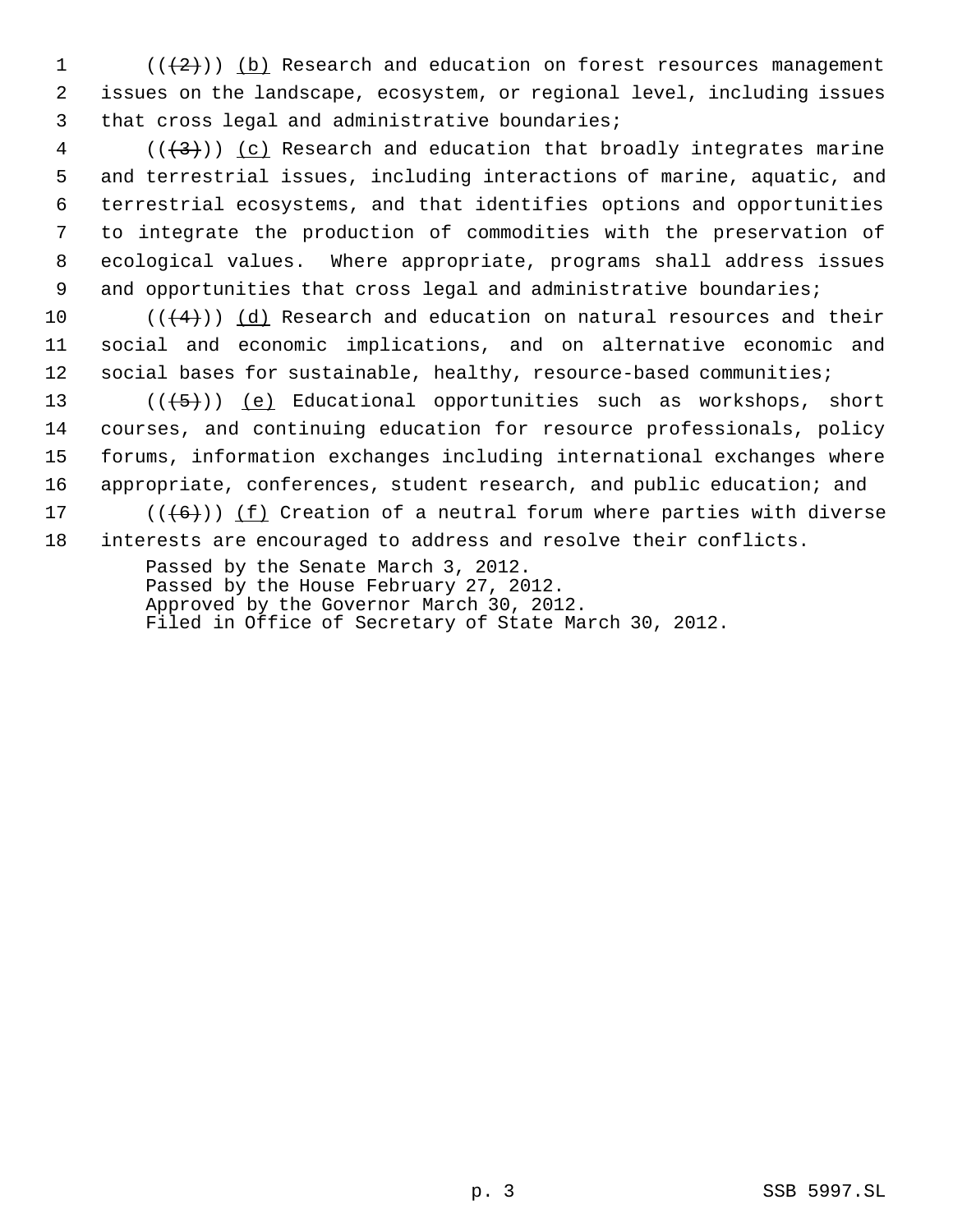((~~(2)~~)) (b) Research and education on forest resources management issues on the landscape, ecosystem, or regional level, including issues that cross legal and administrative boundaries;

((~~(3)~~)) (c) Research and education that broadly integrates marine and terrestrial issues, including interactions of marine, aquatic, and terrestrial ecosystems, and that identifies options and opportunities to integrate the production of commodities with the preservation of ecological values. Where appropriate, programs shall address issues and opportunities that cross legal and administrative boundaries;

((~~(4)~~)) (d) Research and education on natural resources and their social and economic implications, and on alternative economic and social bases for sustainable, healthy, resource-based communities;

((~~(5)~~)) (e) Educational opportunities such as workshops, short courses, and continuing education for resource professionals, policy forums, information exchanges including international exchanges where appropriate, conferences, student research, and public education; and

((~~(6)~~)) (f) Creation of a neutral forum where parties with diverse interests are encouraged to address and resolve their conflicts.

Passed by the Senate March 3, 2012.
Passed by the House February 27, 2012.
Approved by the Governor March 30, 2012.
Filed in Office of Secretary of State March 30, 2012.